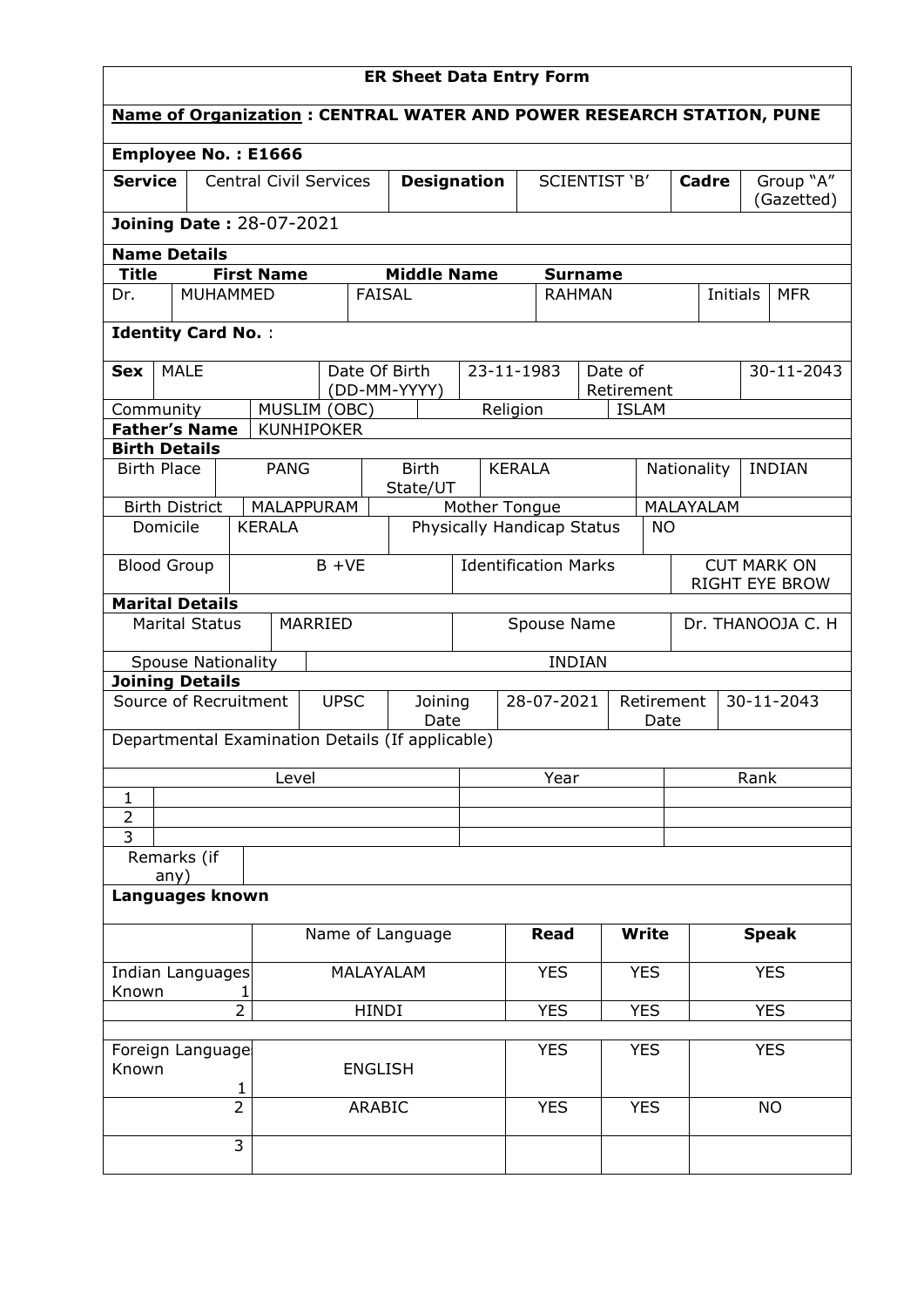# ER Sheet Data Entry Form

**Name of Organization : CENTRAL WATER AND POWER RESEARCH STATION, PUNE**

**Employee No. : E1666**

| **Service** | Central Civil Services | **Designation** | SCIENTIST 'B' | **Cadre** | Group "A" (Gazetted) |
|---|---|---|---|---|---|

**Joining Date :** 28-07-2021

### Name Details

| **Title** | **First Name** | **Middle Name** | **Surname** | | |
|---|---|---|---|---|---|
| Dr. | MUHAMMED | FAISAL | RAHMAN | Initials | MFR |

**Identity Card No.** :

| **Sex** | MALE | Date Of Birth (DD-MM-YYYY) | 23-11-1983 | Date of Retirement | 30-11-2043 |
|---|---|---|---|---|---|
| Community | MUSLIM (OBC) | | Religion | ISLAM | |
| **Father's Name** | KUNHIPOKER | | | | |

### Birth Details

| Birth Place | PANG | Birth State/UT | KERALA | Nationality | INDIAN |
|---|---|---|---|---|---|
| Birth District | MALAPPURAM | Mother Tongue | | MALAYALAM | |
| Domicile | KERALA | Physically Handicap Status | | NO | |
| Blood Group | B +VE | Identification Marks | | CUT MARK ON RIGHT EYE BROW | |

### Marital Details

| Marital Status | MARRIED | Spouse Name | Dr. THANOOJA C. H |
|---|---|---|---|
| Spouse Nationality | INDIAN | | |

### Joining Details

| Source of Recruitment | UPSC | Joining Date | 28-07-2021 | Retirement Date | 30-11-2043 |
|---|---|---|---|---|---|

Departmental Examination Details (If applicable)

| | Level | Year | Rank |
|---|---|---|---|
| 1 | | | |
| 2 | | | |
| 3 | | | |
| Remarks (if any) | | | |

### Languages known

| | | Name of Language | **Read** | **Write** | **Speak** |
|---|---|---|---|---|---|
| Indian Languages Known | 1 | MALAYALAM | YES | YES | YES |
| | 2 | HINDI | YES | YES | YES |
| | | | | | |
| Foreign Language Known | 1 | ENGLISH | YES | YES | YES |
| | 2 | ARABIC | YES | YES | NO |
| | 3 | | | | |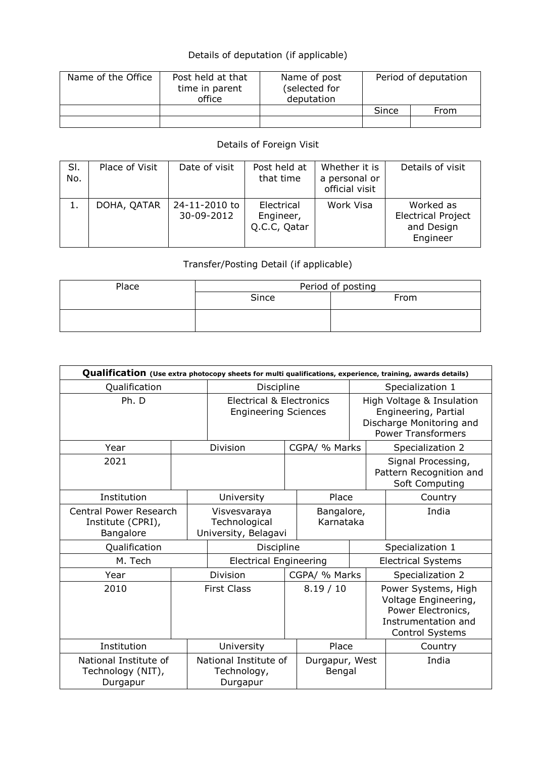Details of deputation (if applicable)

| Name of the Office | Post held at that time in parent office | Name of post (selected for deputation | Period of deputation | |
|---|---|---|---|---|
| | | | Since | From |
| | | | | |

Details of Foreign Visit

| Sl. No. | Place of Visit | Date of visit | Post held at that time | Whether it is a personal or official visit | Details of visit |
|---|---|---|---|---|---|
| 1. | DOHA, QATAR | 24-11-2010 to 30-09-2012 | Electrical Engineer, Q.C.C, Qatar | Work Visa | Worked as Electrical Project and Design Engineer |

Transfer/Posting Detail (if applicable)

| Place | Period of posting | |
|---|---|---|
| | Since | From |
| | | |

**Qualification** **(Use extra photocopy sheets for multi qualifications, experience, training, awards details)**

| Qualification | Discipline | Specialization 1 |
|---|---|---|
| Ph. D | Electrical & Electronics Engineering Sciences | High Voltage & Insulation Engineering, Partial Discharge Monitoring and Power Transformers |

| Year | Division | CGPA/ % Marks | Specialization 2 |
|---|---|---|---|
| 2021 | | | Signal Processing, Pattern Recognition and Soft Computing |

| Institution | University | Place | Country |
|---|---|---|---|
| Central Power Research Institute (CPRI), Bangalore | Visvesvaraya Technological University, Belagavi | Bangalore, Karnataka | India |

| Qualification | Discipline | Specialization 1 |
|---|---|---|
| M. Tech | Electrical Engineering | Electrical Systems |

| Year | Division | CGPA/ % Marks | Specialization 2 |
|---|---|---|---|
| 2010 | First Class | 8.19 / 10 | Power Systems, High Voltage Engineering, Power Electronics, Instrumentation and Control Systems |

| Institution | University | Place | Country |
|---|---|---|---|
| National Institute of Technology (NIT), Durgapur | National Institute of Technology, Durgapur | Durgapur, West Bengal | India |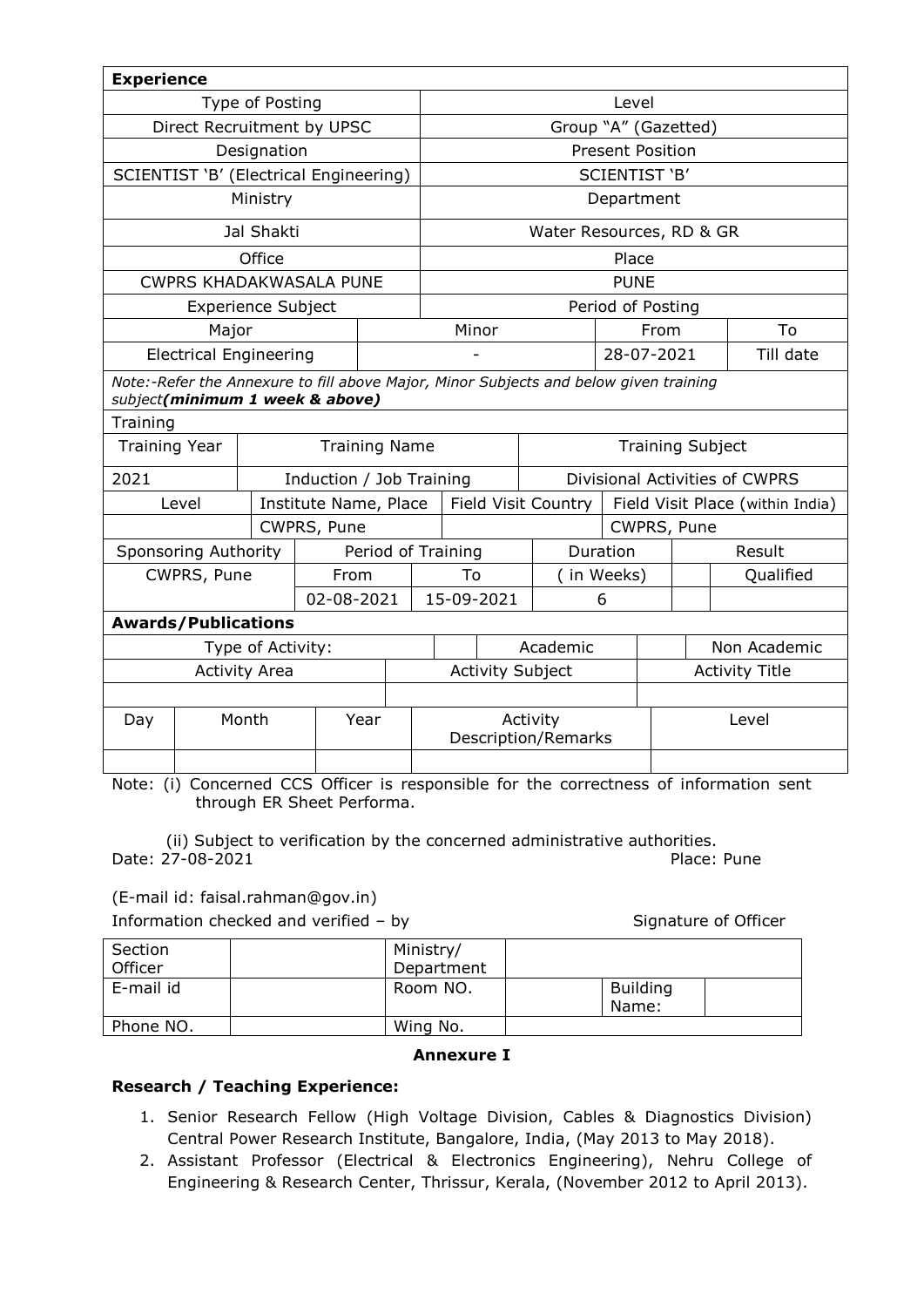| **Experience** | | | |
|---|---|---|---|
| Type of Posting | | Level | |
| Direct Recruitment by UPSC | | Group "A" (Gazetted) | |
| Designation | | Present Position | |
| SCIENTIST 'B' (Electrical Engineering) | | SCIENTIST 'B' | |
| Ministry | | Department | |
| Jal Shakti | | Water Resources, RD & GR | |
| Office | | Place | |
| CWPRS KHADAKWASALA PUNE | | PUNE | |
| Experience Subject | | Period of Posting | |
| Major | Minor | From | To |
| Electrical Engineering | - | 28-07-2021 | Till date |

*Note:-Refer the Annexure to fill above Major, Minor Subjects and below given training subject**(minimum 1 week & above)***

| Training | | | | |
|---|---|---|---|---|
| Training Year | Training Name | | Training Subject | |
| 2021 | Induction / Job Training | | Divisional Activities of CWPRS | |
| Level | Institute Name, Place | Field Visit Country | Field Visit Place (within India) | |
| | CWPRS, Pune | | CWPRS, Pune | |
| Sponsoring Authority | Period of Training | | Duration | Result |
| CWPRS, Pune | From | To | ( in Weeks) | Qualified |
| | 02-08-2021 | 15-09-2021 | 6 | |

| **Awards/Publications** | | | | |
|---|---|---|---|---|
| Type of Activity: | | | Academic | Non Academic |
| Activity Area | | Activity Subject | | Activity Title |
| | | | | |
| Day | Month | Year | Activity Description/Remarks | Level |
| | | | | |

Note: (i) Concerned CCS Officer is responsible for the correctness of information sent through ER Sheet Performa.

(ii) Subject to verification by the concerned administrative authorities.

Date: 27-08-2021

Place: Pune

(E-mail id: faisal.rahman@gov.in)

Information checked and verified – by

Signature of Officer

| Section Officer | | Ministry/ Department | | | |
|---|---|---|---|---|---|
| E-mail id | | Room NO. | | Building Name: | |
| Phone NO. | | Wing No. | | | |

**Annexure I**

**Research / Teaching Experience:**

1. Senior Research Fellow (High Voltage Division, Cables & Diagnostics Division) Central Power Research Institute, Bangalore, India, (May 2013 to May 2018).
2. Assistant Professor (Electrical & Electronics Engineering), Nehru College of Engineering & Research Center, Thrissur, Kerala, (November 2012 to April 2013).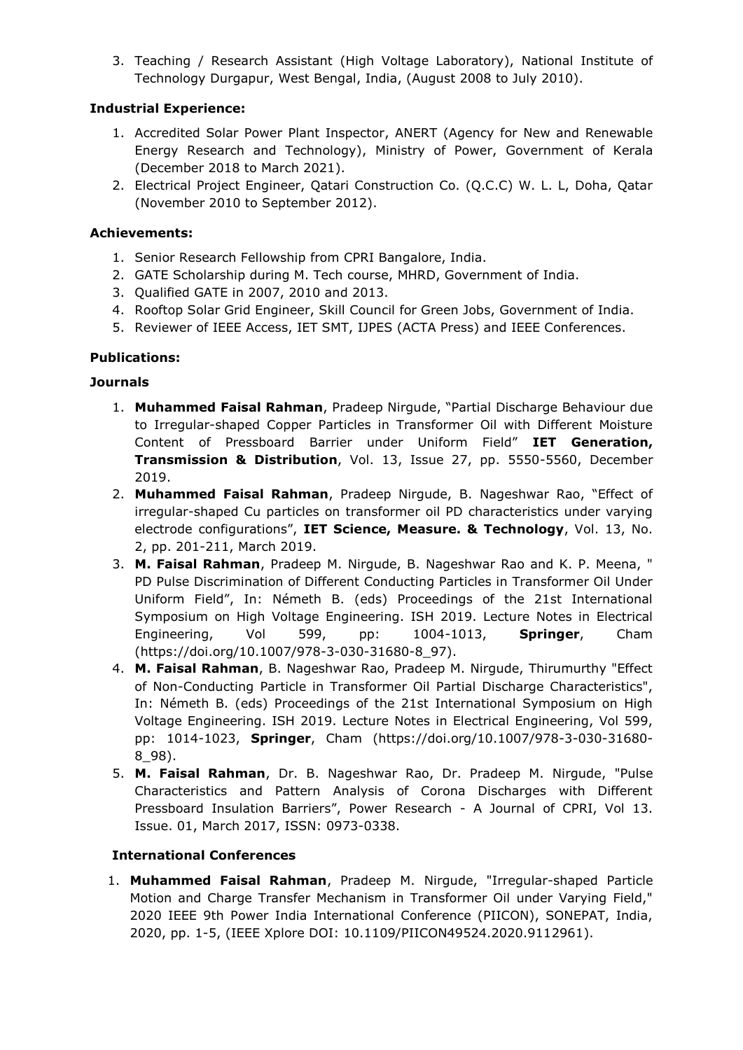3. Teaching / Research Assistant (High Voltage Laboratory), National Institute of Technology Durgapur, West Bengal, India, (August 2008 to July 2010).

**Industrial Experience:**

1. Accredited Solar Power Plant Inspector, ANERT (Agency for New and Renewable Energy Research and Technology), Ministry of Power, Government of Kerala (December 2018 to March 2021).
2. Electrical Project Engineer, Qatari Construction Co. (Q.C.C) W. L. L, Doha, Qatar (November 2010 to September 2012).

**Achievements:**

1. Senior Research Fellowship from CPRI Bangalore, India.
2. GATE Scholarship during M. Tech course, MHRD, Government of India.
3. Qualified GATE in 2007, 2010 and 2013.
4. Rooftop Solar Grid Engineer, Skill Council for Green Jobs, Government of India.
5. Reviewer of IEEE Access, IET SMT, IJPES (ACTA Press) and IEEE Conferences.

**Publications:**

**Journals**

1. **Muhammed Faisal Rahman**, Pradeep Nirgude, "Partial Discharge Behaviour due to Irregular-shaped Copper Particles in Transformer Oil with Different Moisture Content of Pressboard Barrier under Uniform Field" **IET Generation, Transmission & Distribution**, Vol. 13, Issue 27, pp. 5550-5560, December 2019.
2. **Muhammed Faisal Rahman**, Pradeep Nirgude, B. Nageshwar Rao, "Effect of irregular-shaped Cu particles on transformer oil PD characteristics under varying electrode configurations", **IET Science, Measure. & Technology**, Vol. 13, No. 2, pp. 201-211, March 2019.
3. **M. Faisal Rahman**, Pradeep M. Nirgude, B. Nageshwar Rao and K. P. Meena, " PD Pulse Discrimination of Different Conducting Particles in Transformer Oil Under Uniform Field", In: Németh B. (eds) Proceedings of the 21st International Symposium on High Voltage Engineering. ISH 2019. Lecture Notes in Electrical Engineering, Vol 599, pp: 1004-1013, **Springer**, Cham (https://doi.org/10.1007/978-3-030-31680-8_97).
4. **M. Faisal Rahman**, B. Nageshwar Rao, Pradeep M. Nirgude, Thirumurthy "Effect of Non-Conducting Particle in Transformer Oil Partial Discharge Characteristics", In: Németh B. (eds) Proceedings of the 21st International Symposium on High Voltage Engineering. ISH 2019. Lecture Notes in Electrical Engineering, Vol 599, pp: 1014-1023, **Springer**, Cham (https://doi.org/10.1007/978-3-030-31680-8_98).
5. **M. Faisal Rahman**, Dr. B. Nageshwar Rao, Dr. Pradeep M. Nirgude, "Pulse Characteristics and Pattern Analysis of Corona Discharges with Different Pressboard Insulation Barriers", Power Research - A Journal of CPRI, Vol 13. Issue. 01, March 2017, ISSN: 0973-0338.

**International Conferences**

1. **Muhammed Faisal Rahman**, Pradeep M. Nirgude, "Irregular-shaped Particle Motion and Charge Transfer Mechanism in Transformer Oil under Varying Field," 2020 IEEE 9th Power India International Conference (PIICON), SONEPAT, India, 2020, pp. 1-5, (IEEE Xplore DOI: 10.1109/PIICON49524.2020.9112961).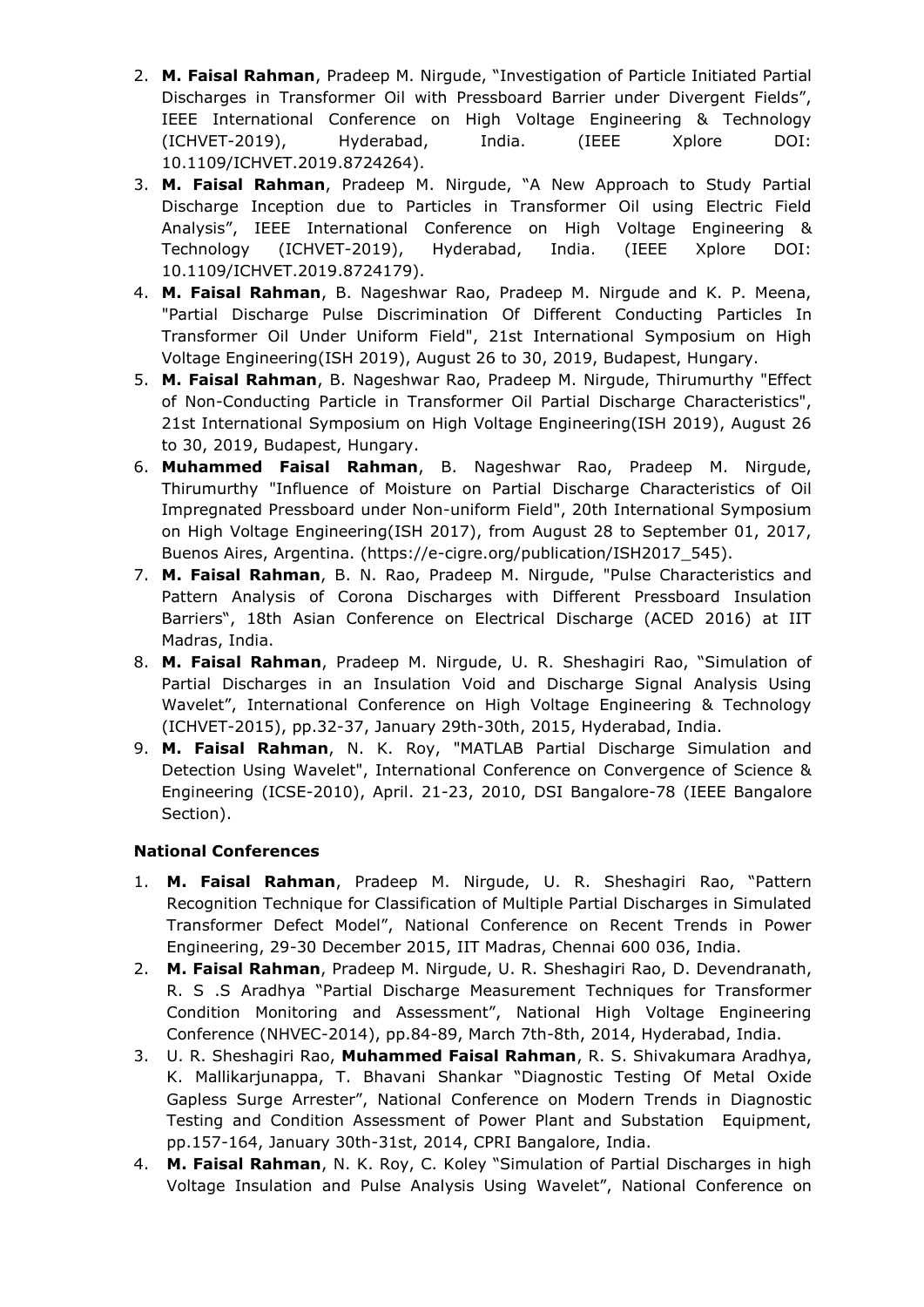2. **M. Faisal Rahman**, Pradeep M. Nirgude, "Investigation of Particle Initiated Partial Discharges in Transformer Oil with Pressboard Barrier under Divergent Fields", IEEE International Conference on High Voltage Engineering & Technology (ICHVET-2019), Hyderabad, India. (IEEE Xplore DOI: 10.1109/ICHVET.2019.8724264).
3. **M. Faisal Rahman**, Pradeep M. Nirgude, "A New Approach to Study Partial Discharge Inception due to Particles in Transformer Oil using Electric Field Analysis", IEEE International Conference on High Voltage Engineering & Technology (ICHVET-2019), Hyderabad, India. (IEEE Xplore DOI: 10.1109/ICHVET.2019.8724179).
4. **M. Faisal Rahman**, B. Nageshwar Rao, Pradeep M. Nirgude and K. P. Meena, "Partial Discharge Pulse Discrimination Of Different Conducting Particles In Transformer Oil Under Uniform Field", 21st International Symposium on High Voltage Engineering(ISH 2019), August 26 to 30, 2019, Budapest, Hungary.
5. **M. Faisal Rahman**, B. Nageshwar Rao, Pradeep M. Nirgude, Thirumurthy "Effect of Non-Conducting Particle in Transformer Oil Partial Discharge Characteristics", 21st International Symposium on High Voltage Engineering(ISH 2019), August 26 to 30, 2019, Budapest, Hungary.
6. **Muhammed Faisal Rahman**, B. Nageshwar Rao, Pradeep M. Nirgude, Thirumurthy "Influence of Moisture on Partial Discharge Characteristics of Oil Impregnated Pressboard under Non-uniform Field", 20th International Symposium on High Voltage Engineering(ISH 2017), from August 28 to September 01, 2017, Buenos Aires, Argentina. (https://e-cigre.org/publication/ISH2017_545).
7. **M. Faisal Rahman**, B. N. Rao, Pradeep M. Nirgude, "Pulse Characteristics and Pattern Analysis of Corona Discharges with Different Pressboard Insulation Barriers", 18th Asian Conference on Electrical Discharge (ACED 2016) at IIT Madras, India.
8. **M. Faisal Rahman**, Pradeep M. Nirgude, U. R. Sheshagiri Rao, "Simulation of Partial Discharges in an Insulation Void and Discharge Signal Analysis Using Wavelet", International Conference on High Voltage Engineering & Technology (ICHVET-2015), pp.32-37, January 29th-30th, 2015, Hyderabad, India.
9. **M. Faisal Rahman**, N. K. Roy, "MATLAB Partial Discharge Simulation and Detection Using Wavelet", International Conference on Convergence of Science & Engineering (ICSE-2010), April. 21-23, 2010, DSI Bangalore-78 (IEEE Bangalore Section).

**National Conferences**

1. **M. Faisal Rahman**, Pradeep M. Nirgude, U. R. Sheshagiri Rao, "Pattern Recognition Technique for Classification of Multiple Partial Discharges in Simulated Transformer Defect Model", National Conference on Recent Trends in Power Engineering, 29-30 December 2015, IIT Madras, Chennai 600 036, India.
2. **M. Faisal Rahman**, Pradeep M. Nirgude, U. R. Sheshagiri Rao, D. Devendranath, R. S .S Aradhya "Partial Discharge Measurement Techniques for Transformer Condition Monitoring and Assessment", National High Voltage Engineering Conference (NHVEC-2014), pp.84-89, March 7th-8th, 2014, Hyderabad, India.
3. U. R. Sheshagiri Rao, **Muhammed Faisal Rahman**, R. S. Shivakumara Aradhya, K. Mallikarjunappa, T. Bhavani Shankar "Diagnostic Testing Of Metal Oxide Gapless Surge Arrester", National Conference on Modern Trends in Diagnostic Testing and Condition Assessment of Power Plant and Substation Equipment, pp.157-164, January 30th-31st, 2014, CPRI Bangalore, India.
4. **M. Faisal Rahman**, N. K. Roy, C. Koley "Simulation of Partial Discharges in high Voltage Insulation and Pulse Analysis Using Wavelet", National Conference on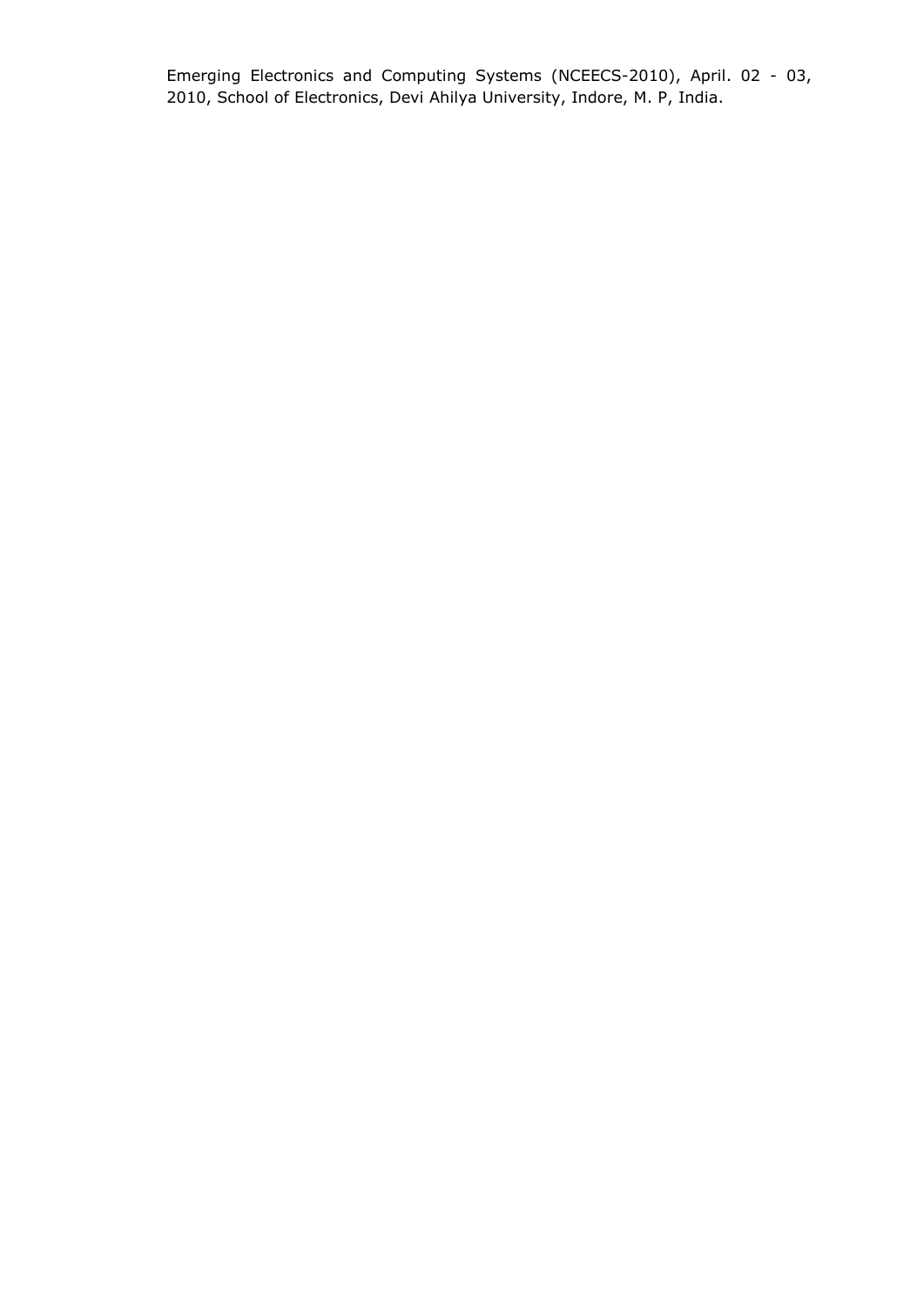Emerging Electronics and Computing Systems (NCEECS-2010), April. 02 - 03, 2010, School of Electronics, Devi Ahilya University, Indore, M. P, India.